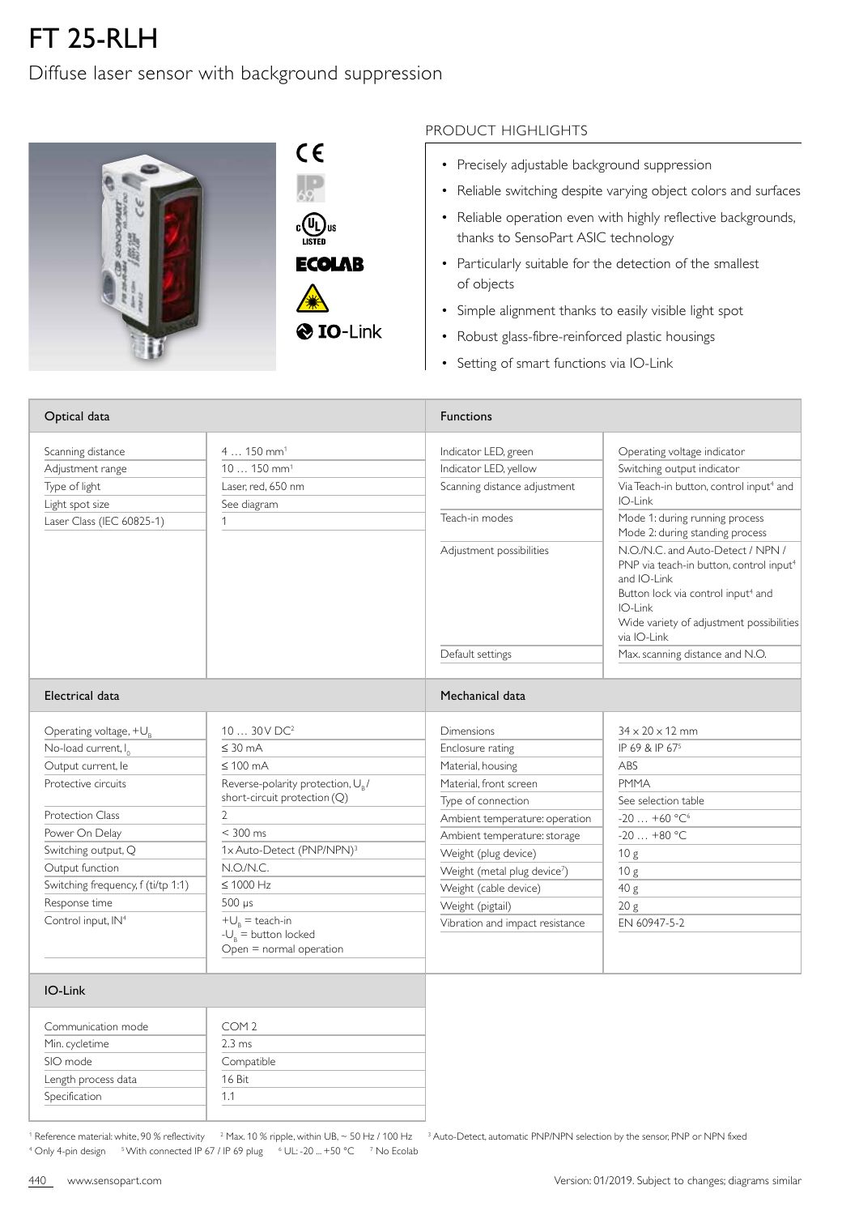# FT 25-RLH

Diffuse laser sensor with background suppression

## PRODUCT HIGHLIGHTS

- Precisely adjustable background suppression
- Reliable switching despite varying object colors and surfaces
- Reliable operation even with highly reflective backgrounds, thanks to SensoPart ASIC technology
- Particularly suitable for the detection of the smallest of objects
- Simple alignment thanks to easily visible light spot
- Robust glass-fibre-reinforced plastic housings
- Setting of smart functions via IO-Link

## Optical data

| | |
|---|---|
| Scanning distance | 4 … 150 mm[1] |
| Adjustment range | 10 … 150 mm[1] |
| Type of light | Laser, red, 650 nm |
| Light spot size | See diagram |
| Laser Class (IEC 60825-1) | 1 |

## Functions

| | |
|---|---|
| Indicator LED, green | Operating voltage indicator |
| Indicator LED, yellow | Switching output indicator |
| Scanning distance adjustment | Via Teach-in button, control input[4] and IO-Link |
| Teach-in modes | Mode 1: during running process<br>Mode 2: during standing process |
| Adjustment possibilities | N.O./N.C. and Auto-Detect / NPN / PNP via teach-in button, control input[4] and IO-Link<br>Button lock via control input[4] and IO-Link<br>Wide variety of adjustment possibilities via IO-Link |
| Default settings | Max. scanning distance and N.O. |

## Electrical data

| | |
|---|---|
| Operating voltage, $+U_B$ | 10 … 30 V DC[2] |
| No-load current, $I_0$ | ≤ 30 mA |
| Output current, Ie | ≤ 100 mA |
| Protective circuits | Reverse-polarity protection, $U_B$ / short-circuit protection (Q) |
| Protection Class | 2 |
| Power On Delay | < 300 ms |
| Switching output, Q | 1x Auto-Detect (PNP/NPN)[3] |
| Output function | N.O./N.C. |
| Switching frequency, f (ti/tp 1:1) | ≤ 1000 Hz |
| Response time | 500 µs |
| Control input, IN[4] | $+U_B$ = teach-in<br>$-U_B$ = button locked<br>Open = normal operation |

## Mechanical data

| | |
|---|---|
| Dimensions | 34 x 20 x 12 mm |
| Enclosure rating | IP 69 & IP 67[5] |
| Material, housing | ABS |
| Material, front screen | PMMA |
| Type of connection | See selection table |
| Ambient temperature: operation | -20 … +60 °C[6] |
| Ambient temperature: storage | -20 … +80 °C |
| Weight (plug device) | 10 g |
| Weight (metal plug device[7]) | 10 g |
| Weight (cable device) | 40 g |
| Weight (pigtail) | 20 g |
| Vibration and impact resistance | EN 60947-5-2 |

## IO-Link

| | |
|---|---|
| Communication mode | COM 2 |
| Min. cycletime | 2.3 ms |
| SIO mode | Compatible |
| Length process data | 16 Bit |
| Specification | 1.1 |

[1] Reference material: white, 90 % reflectivity [2] Max. 10 % ripple, within UB, ~ 50 Hz / 100 Hz [3] Auto-Detect, automatic PNP/NPN selection by the sensor, PNP or NPN fixed
[4] Only 4-pin design [5] With connected IP 67 / IP 69 plug [6] UL: -20 ... +50 °C [7] No Ecolab

www.sensopart.com

Version: 01/2019. Subject to changes; diagrams similar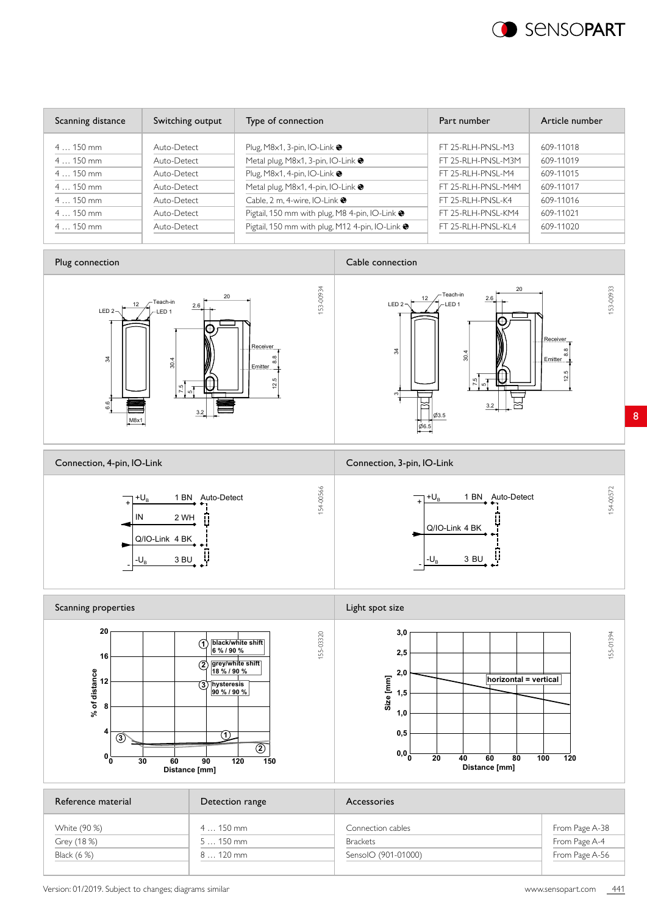| Scanning distance | Switching output | Type of connection | Part number | Article number |
|---|---|---|---|---|
| 4 … 150 mm | Auto-Detect | Plug, M8x1, 3-pin, IO-Link ❷ | FT 25-RLH-PNSL-M3 | 609-11018 |
| 4 … 150 mm | Auto-Detect | Metal plug, M8x1, 3-pin, IO-Link ❷ | FT 25-RLH-PNSL-M3M | 609-11019 |
| 4 … 150 mm | Auto-Detect | Plug, M8x1, 4-pin, IO-Link ❷ | FT 25-RLH-PNSL-M4 | 609-11015 |
| 4 … 150 mm | Auto-Detect | Metal plug, M8x1, 4-pin, IO-Link ❷ | FT 25-RLH-PNSL-M4M | 609-11017 |
| 4 … 150 mm | Auto-Detect | Cable, 2 m, 4-wire, IO-Link ❷ | FT 25-RLH-PNSL-K4 | 609-11016 |
| 4 … 150 mm | Auto-Detect | Pigtail, 150 mm with plug, M8 4-pin, IO-Link ❷ | FT 25-RLH-PNSL-KM4 | 609-11021 |
| 4 … 150 mm | Auto-Detect | Pigtail, 150 mm with plug, M12 4-pin, IO-Link ❷ | FT 25-RLH-PNSL-KL4 | 609-11020 |

## Plug connection

LED 2, 12, Teach-in, LED 1, 34, 6.6, M8x1, 2.6, 20, 30.4, 7.5, 5, 3.2, Receiver, Emitter, 8.8, 12.5

153-00934

## Cable connection

LED 2, 12, Teach-in, LED 1, 34, 3, Ø3.5, Ø6.5, 2.6, 20, 30.4, 7.5, 5, 3.2, Receiver, Emitter, 8.8, 12.5

153-00933

## Connection, 4-pin, IO-Link

+ $+U_B$ 1 BN Auto-Detect

IN 2 WH

Q/IO-Link 4 BK

$-U_B$ 3 BU –

154-00566

## Connection, 3-pin, IO-Link

+ $+U_B$ 1 BN Auto-Detect

Q/IO-Link 4 BK

$-U_B$ 3 BU –

154-00572

## Scanning properties

% of distance: 0, 4, 8, 12, 16, 20

Distance [mm]: 0, 30, 60, 90, 120, 150

① black/white shift 6 % / 90 %

② grey/white shift 18 % / 90 %

③ hysteresis 90 % / 90 %

155-03320

## Light spot size

Size [mm]: 0,0, 0,5, 1,0, 1,5, 2,0, 2,5, 3,0

Distance [mm]: 0, 20, 40, 60, 80, 100, 120

horizontal = vertical

155-01394

| Reference material | Detection range |
|---|---|
| White (90 %) | 4 … 150 mm |
| Grey (18 %) | 5 … 150 mm |
| Black (6 %) | 8 … 120 mm |

| Accessories | |
|---|---|
| Connection cables | From Page A-38 |
| Brackets | From Page A-4 |
| SensoIO (901-01000) | From Page A-56 |

Version: 01/2019. Subject to changes; diagrams similar